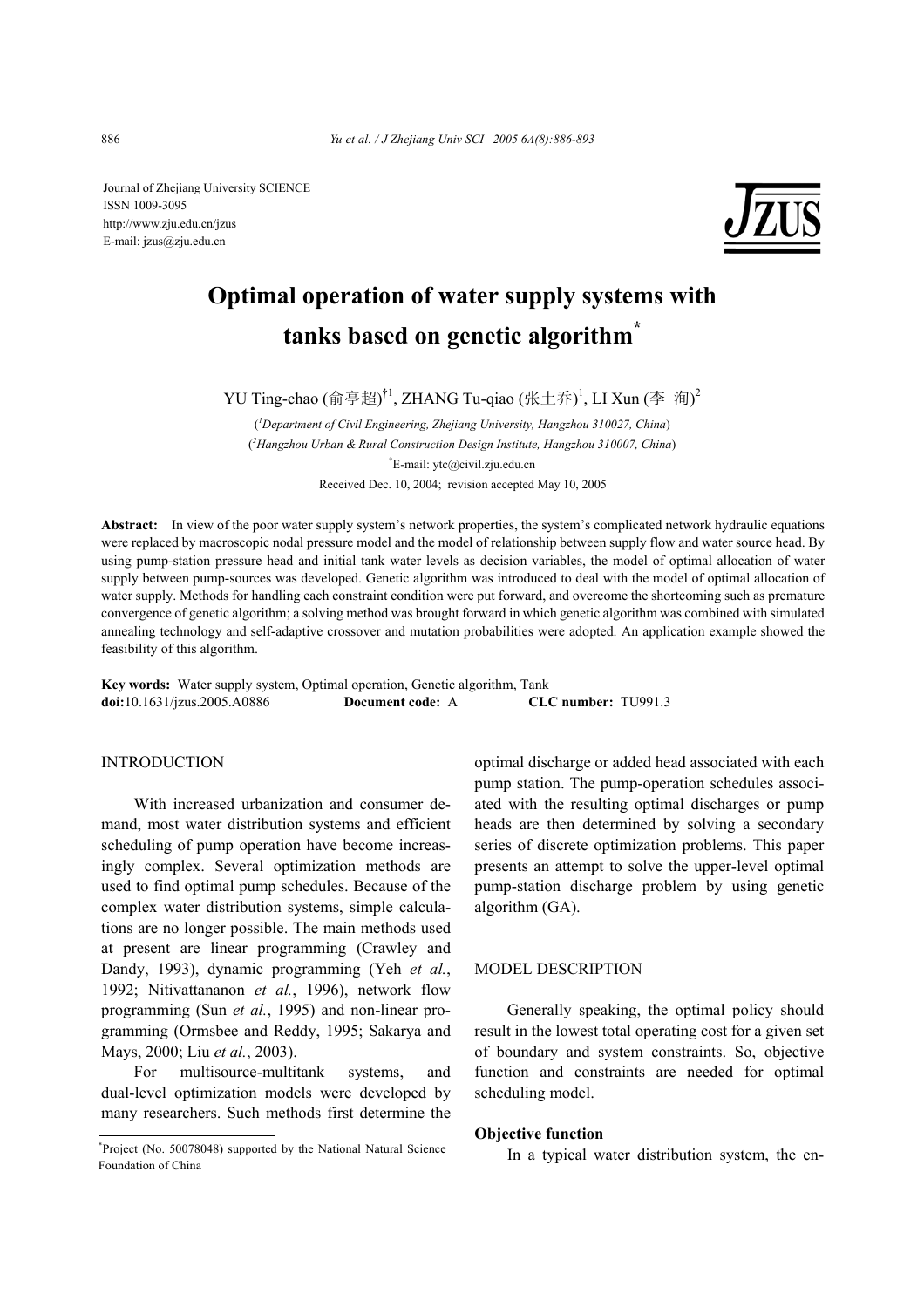Journal of Zhejiang University SCIENCE
ISSN 1009-3095
http://www.zju.edu.cn/jzus
E-mail: jzus@zju.edu.cn

# Optimal operation of water supply systems with tanks based on genetic algorithm*

YU Ting-chao (俞亭超)[†1], ZHANG Tu-qiao (张土乔)[1], LI Xun (李 洵)[2]

([1]Department of Civil Engineering, Zhejiang University, Hangzhou 310027, China)
([2]Hangzhou Urban & Rural Construction Design Institute, Hangzhou 310007, China)
[†]E-mail: ytc@civil.zju.edu.cn
Received Dec. 10, 2004; revision accepted May 10, 2005

**Abstract:** In view of the poor water supply system's network properties, the system's complicated network hydraulic equations were replaced by macroscopic nodal pressure model and the model of relationship between supply flow and water source head. By using pump-station pressure head and initial tank water levels as decision variables, the model of optimal allocation of water supply between pump-sources was developed. Genetic algorithm was introduced to deal with the model of optimal allocation of water supply. Methods for handling each constraint condition were put forward, and overcome the shortcoming such as premature convergence of genetic algorithm; a solving method was brought forward in which genetic algorithm was combined with simulated annealing technology and self-adaptive crossover and mutation probabilities were adopted. An application example showed the feasibility of this algorithm.

**Key words:** Water supply system, Optimal operation, Genetic algorithm, Tank
**doi:**10.1631/jzus.2005.A0886 **Document code:** A **CLC number:** TU991.3

## INTRODUCTION

With increased urbanization and consumer demand, most water distribution systems and efficient scheduling of pump operation have become increasingly complex. Several optimization methods are used to find optimal pump schedules. Because of the complex water distribution systems, simple calculations are no longer possible. The main methods used at present are linear programming (Crawley and Dandy, 1993), dynamic programming (Yeh *et al.*, 1992; Nitivattananon *et al.*, 1996), network flow programming (Sun *et al.*, 1995) and non-linear programming (Ormsbee and Reddy, 1995; Sakarya and Mays, 2000; Liu *et al.*, 2003).

For multisource-multitank systems, and dual-level optimization models were developed by many researchers. Such methods first determine the optimal discharge or added head associated with each pump station. The pump-operation schedules associated with the resulting optimal discharges or pump heads are then determined by solving a secondary series of discrete optimization problems. This paper presents an attempt to solve the upper-level optimal pump-station discharge problem by using genetic algorithm (GA).

## MODEL DESCRIPTION

Generally speaking, the optimal policy should result in the lowest total operating cost for a given set of boundary and system constraints. So, objective function and constraints are needed for optimal scheduling model.

### Objective function

In a typical water distribution system, the en-

*Project (No. 50078048) supported by the National Natural Science Foundation of China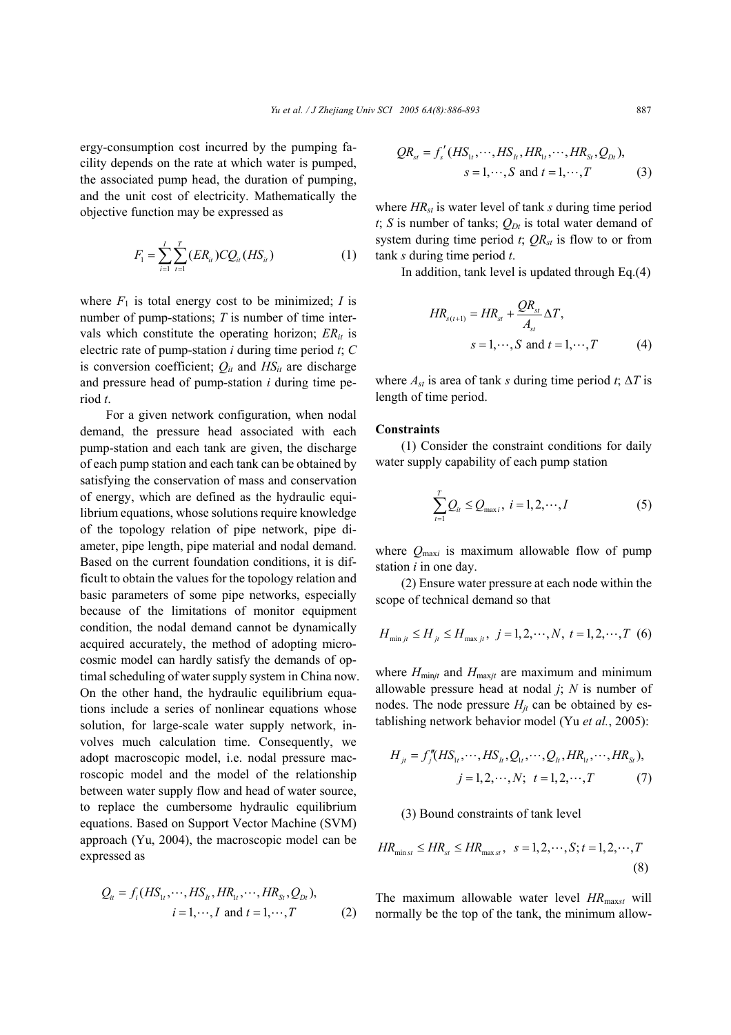ergy-consumption cost incurred by the pumping facility depends on the rate at which water is pumped, the associated pump head, the duration of pumping, and the unit cost of electricity. Mathematically the objective function may be expressed as

$$F_1 = \sum_{i=1}^{I}\sum_{t=1}^{T}(ER_{it})CQ_{it}(HS_{it}) \tag{1}$$

where $F_1$ is total energy cost to be minimized; $I$ is number of pump-stations; $T$ is number of time intervals which constitute the operating horizon; $ER_{it}$ is electric rate of pump-station $i$ during time period $t$; $C$ is conversion coefficient; $Q_{it}$ and $HS_{it}$ are discharge and pressure head of pump-station $i$ during time period $t$.

For a given network configuration, when nodal demand, the pressure head associated with each pump-station and each tank are given, the discharge of each pump station and each tank can be obtained by satisfying the conservation of mass and conservation of energy, which are defined as the hydraulic equilibrium equations, whose solutions require knowledge of the topology relation of pipe network, pipe diameter, pipe length, pipe material and nodal demand. Based on the current foundation conditions, it is difficult to obtain the values for the topology relation and basic parameters of some pipe networks, especially because of the limitations of monitor equipment condition, the nodal demand cannot be dynamically acquired accurately, the method of adopting microcosmic model can hardly satisfy the demands of optimal scheduling of water supply system in China now. On the other hand, the hydraulic equilibrium equations include a series of nonlinear equations whose solution, for large-scale water supply network, involves much calculation time. Consequently, we adopt macroscopic model, i.e. nodal pressure macroscopic model and the model of the relationship between water supply flow and head of water source, to replace the cumbersome hydraulic equilibrium equations. Based on Support Vector Machine (SVM) approach (Yu, 2004), the macroscopic model can be expressed as

$$Q_{it} = f_i(HS_{1t},\cdots,HS_{It},HR_{1t},\cdots,HR_{St},Q_{Dt}),\quad i=1,\cdots,I \text{ and } t=1,\cdots,T \tag{2}$$

$$QR_{st} = f_s'(HS_{1t},\cdots,HS_{It},HR_{1t},\cdots,HR_{St},Q_{Dt}),\quad s=1,\cdots,S \text{ and } t=1,\cdots,T \tag{3}$$

where $HR_{st}$ is water level of tank $s$ during time period $t$; $S$ is number of tanks; $Q_{Dt}$ is total water demand of system during time period $t$; $QR_{st}$ is flow to or from tank $s$ during time period $t$.

In addition, tank level is updated through Eq.(4)

$$HR_{s(t+1)} = HR_{st} + \frac{QR_{st}}{A_{st}}\Delta T,\quad s=1,\cdots,S \text{ and } t=1,\cdots,T \tag{4}$$

where $A_{st}$ is area of tank $s$ during time period $t$; $\Delta T$ is length of time period.

**Constraints**

(1) Consider the constraint conditions for daily water supply capability of each pump station

$$\sum_{t=1}^{T}Q_{it} \le Q_{\max i},\ i=1,2,\cdots,I \tag{5}$$

where $Q_{\max i}$ is maximum allowable flow of pump station $i$ in one day.

(2) Ensure water pressure at each node within the scope of technical demand so that

$$H_{\min jt} \le H_{jt} \le H_{\max jt},\ j=1,2,\cdots,N,\ t=1,2,\cdots,T \tag{6}$$

where $H_{\min jt}$ and $H_{\max jt}$ are maximum and minimum allowable pressure head at nodal $j$; $N$ is number of nodes. The node pressure $H_{jt}$ can be obtained by establishing network behavior model (Yu *et al.*, 2005):

$$H_{jt} = f_j''(HS_{1t},\cdots,HS_{It},Q_{1t},\cdots,Q_{It},HR_{1t},\cdots,HR_{St}),\quad j=1,2,\cdots,N;\ t=1,2,\cdots,T \tag{7}$$

(3) Bound constraints of tank level

$$HR_{\min st} \le HR_{st} \le HR_{\max st},\ s=1,2,\cdots,S;\ t=1,2,\cdots,T \tag{8}$$

The maximum allowable water level $HR_{\max st}$ will normally be the top of the tank, the minimum allow-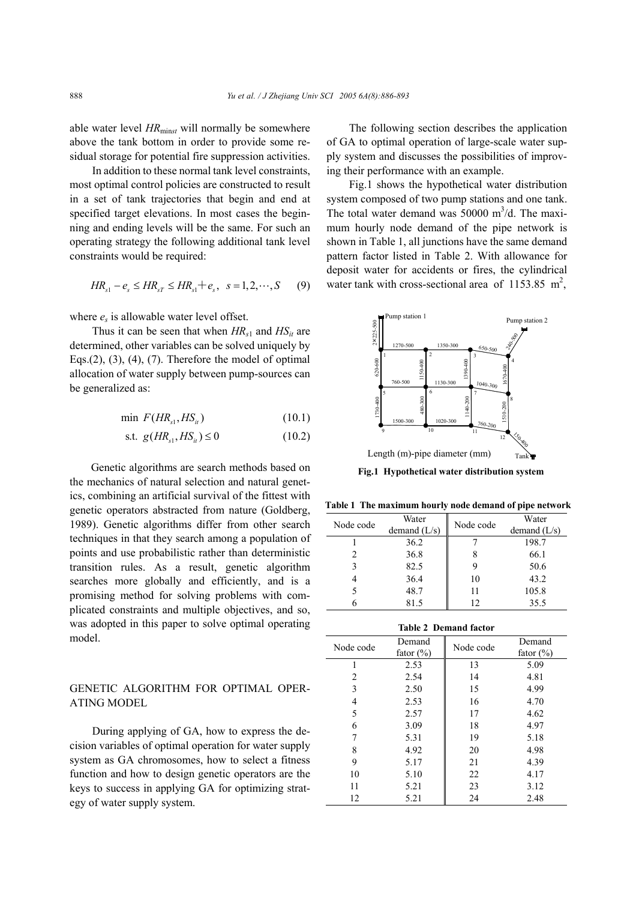able water level $HR_{\min st}$ will normally be somewhere above the tank bottom in order to provide some residual storage for potential fire suppression activities.

In addition to these normal tank level constraints, most optimal control policies are constructed to result in a set of tank trajectories that begin and end at specified target elevations. In most cases the beginning and ending levels will be the same. For such an operating strategy the following additional tank level constraints would be required:

$$HR_{s1} - e_s \leq HR_{sT} \leq HR_{s1} + e_s, \quad s = 1, 2, \cdots, S \qquad (9)$$

where $e_s$ is allowable water level offset.

Thus it can be seen that when $HR_{s1}$ and $HS_{it}$ are determined, other variables can be solved uniquely by Eqs.(2), (3), (4), (7). Therefore the model of optimal allocation of water supply between pump-sources can be generalized as:

$$\min \; F(HR_{s1}, HS_{it}) \qquad (10.1)$$

$$\text{s.t.} \; g(HR_{s1}, HS_{it}) \leq 0 \qquad (10.2)$$

Genetic algorithms are search methods based on the mechanics of natural selection and natural genetics, combining an artificial survival of the fittest with genetic operators abstracted from nature (Goldberg, 1989). Genetic algorithms differ from other search techniques in that they search among a population of points and use probabilistic rather than deterministic transition rules. As a result, genetic algorithm searches more globally and efficiently, and is a promising method for solving problems with complicated constraints and multiple objectives, and so, was adopted in this paper to solve optimal operating model.

## GENETIC ALGORITHM FOR OPTIMAL OPERATING MODEL

During applying of GA, how to express the decision variables of optimal operation for water supply system as GA chromosomes, how to select a fitness function and how to design genetic operators are the keys to success in applying GA for optimizing strategy of water supply system.

The following section describes the application of GA to optimal operation of large-scale water supply system and discusses the possibilities of improving their performance with an example.

Fig.1 shows the hypothetical water distribution system composed of two pump stations and one tank. The total water demand was 50000 $m^3$/d. The maximum hourly node demand of the pipe network is shown in Table 1, all junctions have the same demand pattern factor listed in Table 2. With allowance for deposit water for accidents or fires, the cylindrical water tank with cross-sectional area of 1153.85 $m^2$,

**Fig.1 Hypothetical water distribution system**

**Table 1 The maximum hourly node demand of pipe network**

| Node code | Water demand (L/s) | Node code | Water demand (L/s) |
|---|---|---|---|
| 1 | 36.2 | 7 | 198.7 |
| 2 | 36.8 | 8 | 66.1 |
| 3 | 82.5 | 9 | 50.6 |
| 4 | 36.4 | 10 | 43.2 |
| 5 | 48.7 | 11 | 105.8 |
| 6 | 81.5 | 12 | 35.5 |

**Table 2 Demand factor**

| Node code | Demand fator (%) | Node code | Demand fator (%) |
|---|---|---|---|
| 1 | 2.53 | 13 | 5.09 |
| 2 | 2.54 | 14 | 4.81 |
| 3 | 2.50 | 15 | 4.99 |
| 4 | 2.53 | 16 | 4.70 |
| 5 | 2.57 | 17 | 4.62 |
| 6 | 3.09 | 18 | 4.97 |
| 7 | 5.31 | 19 | 5.18 |
| 8 | 4.92 | 20 | 4.98 |
| 9 | 5.17 | 21 | 4.39 |
| 10 | 5.10 | 22 | 4.17 |
| 11 | 5.21 | 23 | 3.12 |
| 12 | 5.21 | 24 | 2.48 |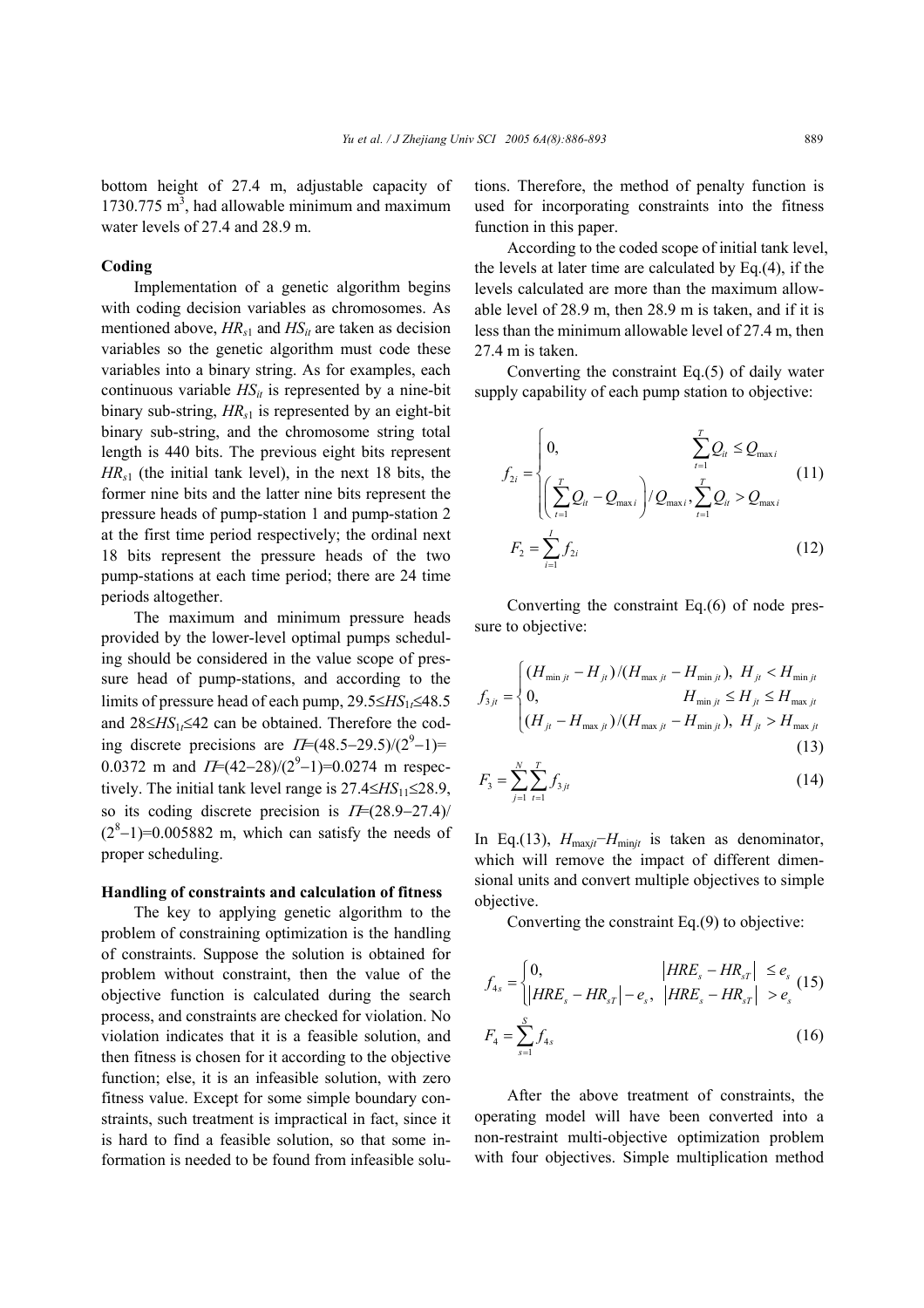bottom height of 27.4 m, adjustable capacity of 1730.775 m$^3$, had allowable minimum and maximum water levels of 27.4 and 28.9 m.

**Coding**

Implementation of a genetic algorithm begins with coding decision variables as chromosomes. As mentioned above, $HR_{s1}$ and $HS_{it}$ are taken as decision variables so the genetic algorithm must code these variables into a binary string. As for examples, each continuous variable $HS_{it}$ is represented by a nine-bit binary sub-string, $HR_{s1}$ is represented by an eight-bit binary sub-string, and the chromosome string total length is 440 bits. The previous eight bits represent $HR_{s1}$ (the initial tank level), in the next 18 bits, the former nine bits and the latter nine bits represent the pressure heads of pump-station 1 and pump-station 2 at the first time period respectively; the ordinal next 18 bits represent the pressure heads of the two pump-stations at each time period; there are 24 time periods altogether.

The maximum and minimum pressure heads provided by the lower-level optimal pumps scheduling should be considered in the value scope of pressure head of pump-stations, and according to the limits of pressure head of each pump, $29.5 \le HS_{1t} \le 48.5$ and $28 \le HS_{1t} \le 42$ can be obtained. Therefore the coding discrete precisions are $\Pi=(48.5-29.5)/(2^9-1)=0.0372$ m and $\Pi=(42-28)/(2^9-1)=0.0274$ m respectively. The initial tank level range is $27.4 \le HS_{11} \le 28.9$, so its coding discrete precision is $\Pi=(28.9-27.4)/(2^8-1)=0.005882$ m, which can satisfy the needs of proper scheduling.

**Handling of constraints and calculation of fitness**

The key to applying genetic algorithm to the problem of constraining optimization is the handling of constraints. Suppose the solution is obtained for problem without constraint, then the value of the objective function is calculated during the search process, and constraints are checked for violation. No violation indicates that it is a feasible solution, and then fitness is chosen for it according to the objective function; else, it is an infeasible solution, with zero fitness value. Except for some simple boundary constraints, such treatment is impractical in fact, since it is hard to find a feasible solution, so that some information is needed to be found from infeasible solutions. Therefore, the method of penalty function is used for incorporating constraints into the fitness function in this paper.

According to the coded scope of initial tank level, the levels at later time are calculated by Eq.(4), if the levels calculated are more than the maximum allowable level of 28.9 m, then 28.9 m is taken, and if it is less than the minimum allowable level of 27.4 m, then 27.4 m is taken.

Converting the constraint Eq.(5) of daily water supply capability of each pump station to objective:

$$f_{2i}=\begin{cases}0, & \sum_{t=1}^{T} Q_{it} \le Q_{\max i} \\ \left(\sum_{t=1}^{T} Q_{it}-Q_{\max i}\right) / Q_{\max i}, & \sum_{t=1}^{T} Q_{it} > Q_{\max i}\end{cases} \tag{11}$$

$$F_2=\sum_{i=1}^{I} f_{2i} \tag{12}$$

Converting the constraint Eq.(6) of node pressure to objective:

$$f_{3jt}=\begin{cases}(H_{\min jt}-H_{jt})/(H_{\max jt}-H_{\min jt}), & H_{jt}<H_{\min jt} \\ 0, & H_{\min jt} \le H_{jt} \le H_{\max jt} \\ (H_{jt}-H_{\max jt})/(H_{\max jt}-H_{\min jt}), & H_{jt}>H_{\max jt}\end{cases} \tag{13}$$

$$F_3=\sum_{j=1}^{N}\sum_{t=1}^{T} f_{3jt} \tag{14}$$

In Eq.(13), $H_{\max jt}-H_{\min jt}$ is taken as denominator, which will remove the impact of different dimensional units and convert multiple objectives to simple objective.

Converting the constraint Eq.(9) to objective:

$$f_{4s}=\begin{cases}0, & \left|HRE_s-HR_{sT}\right| \le e_s \\ \left|HRE_s-HR_{sT}\right|-e_s, & \left|HRE_s-HR_{sT}\right| > e_s\end{cases} \tag{15}$$

$$F_4=\sum_{s=1}^{S} f_{4s} \tag{16}$$

After the above treatment of constraints, the operating model will have been converted into a non-restraint multi-objective optimization problem with four objectives. Simple multiplication method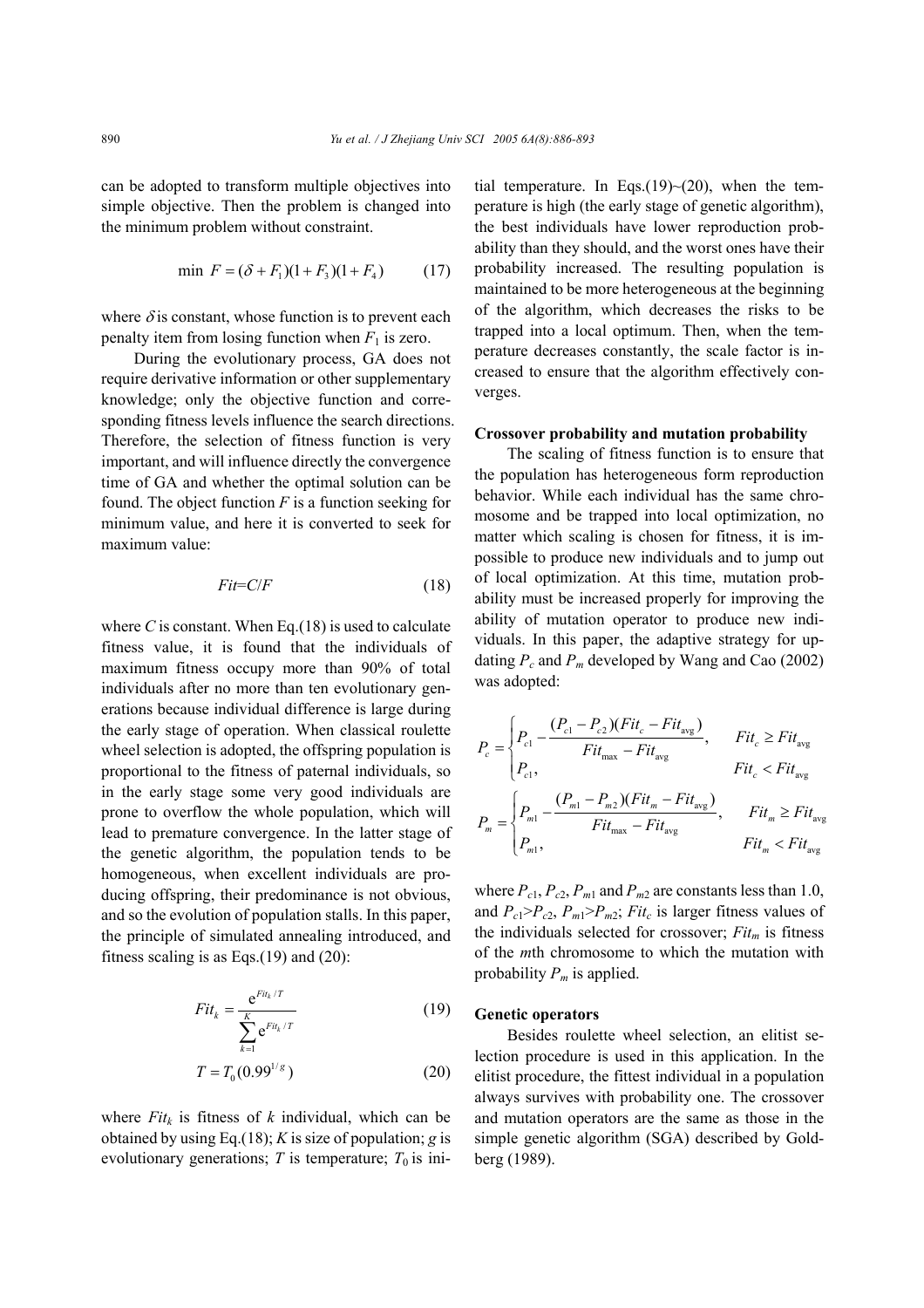can be adopted to transform multiple objectives into simple objective. Then the problem is changed into the minimum problem without constraint.

$$\min\ F=(\delta+F_1)(1+F_3)(1+F_4) \tag{17}$$

where $\delta$ is constant, whose function is to prevent each penalty item from losing function when $F_1$ is zero.

During the evolutionary process, GA does not require derivative information or other supplementary knowledge; only the objective function and corresponding fitness levels influence the search directions. Therefore, the selection of fitness function is very important, and will influence directly the convergence time of GA and whether the optimal solution can be found. The object function $F$ is a function seeking for minimum value, and here it is converted to seek for maximum value:

$$Fit=C/F \tag{18}$$

where $C$ is constant. When Eq.(18) is used to calculate fitness value, it is found that the individuals of maximum fitness occupy more than 90% of total individuals after no more than ten evolutionary generations because individual difference is large during the early stage of operation. When classical roulette wheel selection is adopted, the offspring population is proportional to the fitness of paternal individuals, so in the early stage some very good individuals are prone to overflow the whole population, which will lead to premature convergence. In the latter stage of the genetic algorithm, the population tends to be homogeneous, when excellent individuals are producing offspring, their predominance is not obvious, and so the evolution of population stalls. In this paper, the principle of simulated annealing introduced, and fitness scaling is as Eqs.(19) and (20):

$$Fit_k=\frac{\mathrm{e}^{Fit_k/T}}{\sum_{k=1}^{K}\mathrm{e}^{Fit_k/T}} \tag{19}$$

$$T=T_0(0.99^{1/g}) \tag{20}$$

where $Fit_k$ is fitness of $k$ individual, which can be obtained by using Eq.(18); $K$ is size of population; $g$ is evolutionary generations; $T$ is temperature; $T_0$ is initial temperature. In Eqs.(19)~(20), when the temperature is high (the early stage of genetic algorithm), the best individuals have lower reproduction probability than they should, and the worst ones have their probability increased. The resulting population is maintained to be more heterogeneous at the beginning of the algorithm, which decreases the risks to be trapped into a local optimum. Then, when the temperature decreases constantly, the scale factor is increased to ensure that the algorithm effectively converges.

**Crossover probability and mutation probability**

The scaling of fitness function is to ensure that the population has heterogeneous form reproduction behavior. While each individual has the same chromosome and be trapped into local optimization, no matter which scaling is chosen for fitness, it is impossible to produce new individuals and to jump out of local optimization. At this time, mutation probability must be increased properly for improving the ability of mutation operator to produce new individuals. In this paper, the adaptive strategy for updating $P_c$ and $P_m$ developed by Wang and Cao (2002) was adopted:

$$P_c=\begin{cases}P_{c1}-\dfrac{(P_{c1}-P_{c2})(Fit_c-Fit_{\mathrm{avg}})}{Fit_{\max}-Fit_{\mathrm{avg}}}, & Fit_c\geq Fit_{\mathrm{avg}}\\ P_{c1}, & Fit_c<Fit_{\mathrm{avg}}\end{cases}$$

$$P_m=\begin{cases}P_{m1}-\dfrac{(P_{m1}-P_{m2})(Fit_m-Fit_{\mathrm{avg}})}{Fit_{\max}-Fit_{\mathrm{avg}}}, & Fit_m\geq Fit_{\mathrm{avg}}\\ P_{m1}, & Fit_m<Fit_{\mathrm{avg}}\end{cases}$$

where $P_{c1}$, $P_{c2}$, $P_{m1}$ and $P_{m2}$ are constants less than 1.0, and $P_{c1}>P_{c2}$, $P_{m1}>P_{m2}$; $Fit_c$ is larger fitness values of the individuals selected for crossover; $Fit_m$ is fitness of the $m$th chromosome to which the mutation with probability $P_m$ is applied.

**Genetic operators**

Besides roulette wheel selection, an elitist selection procedure is used in this application. In the elitist procedure, the fittest individual in a population always survives with probability one. The crossover and mutation operators are the same as those in the simple genetic algorithm (SGA) described by Goldberg (1989).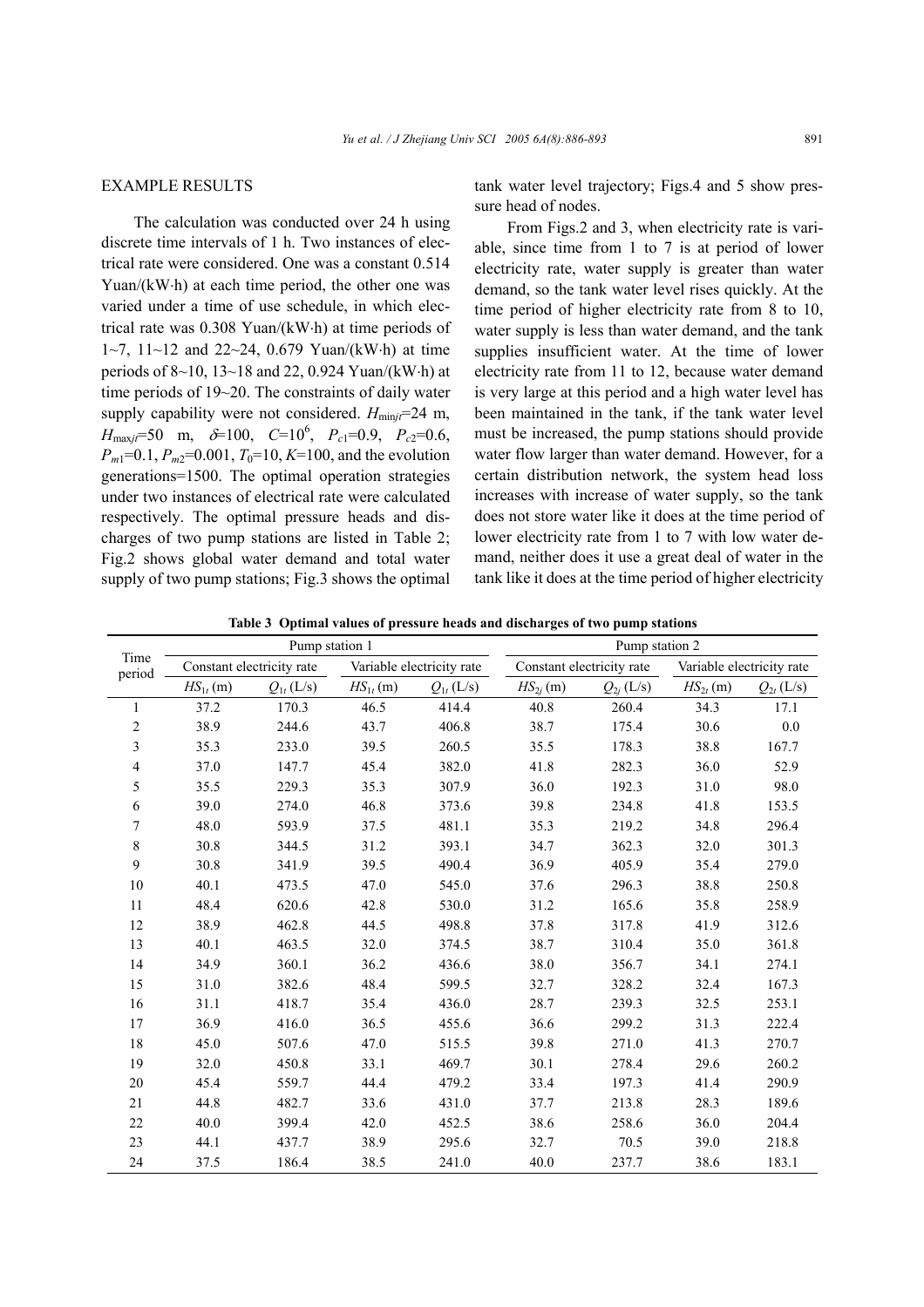## EXAMPLE RESULTS

The calculation was conducted over 24 h using discrete time intervals of 1 h. Two instances of electrical rate were considered. One was a constant 0.514 Yuan/(kW·h) at each time period, the other one was varied under a time of use schedule, in which electrical rate was 0.308 Yuan/(kW·h) at time periods of 1~7, 11~12 and 22~24, 0.679 Yuan/(kW·h) at time periods of 8~10, 13~18 and 22, 0.924 Yuan/(kW·h) at time periods of 19~20. The constraints of daily water supply capability were not considered. $H_{\min jt}$=24 m, $H_{\max jt}$=50 m, $\delta$=100, $C$=$10^6$, $P_{c1}$=0.9, $P_{c2}$=0.6, $P_{m1}$=0.1, $P_{m2}$=0.001, $T_0$=10, $K$=100, and the evolution generations=1500. The optimal operation strategies under two instances of electrical rate were calculated respectively. The optimal pressure heads and discharges of two pump stations are listed in Table 2; Fig.2 shows global water demand and total water supply of two pump stations; Fig.3 shows the optimal tank water level trajectory; Figs.4 and 5 show pressure head of nodes.

From Figs.2 and 3, when electricity rate is variable, since time from 1 to 7 is at period of lower electricity rate, water supply is greater than water demand, so the tank water level rises quickly. At the time period of higher electricity rate from 8 to 10, water supply is less than water demand, and the tank supplies insufficient water. At the time of lower electricity rate from 11 to 12, because water demand is very large at this period and a high water level has been maintained in the tank, if the tank water level must be increased, the pump stations should provide water flow larger than water demand. However, for a certain distribution network, the system head loss increases with increase of water supply, so the tank does not store water like it does at the time period of lower electricity rate from 1 to 7 with low water demand, neither does it use a great deal of water in the tank like it does at the time period of higher electricity

**Table 3 Optimal values of pressure heads and discharges of two pump stations**

| Time period | Pump station 1 | | | | Pump station 2 | | | |
|---|---|---|---|---|---|---|---|---|
| | Constant electricity rate | | Variable electricity rate | | Constant electricity rate | | Variable electricity rate | |
| | $HS_{1t}$ (m) | $Q_{1t}$ (L/s) | $HS_{1t}$ (m) | $Q_{1t}$ (L/s) | $HS_{2j}$ (m) | $Q_{2j}$ (L/s) | $HS_{2t}$ (m) | $Q_{2t}$ (L/s) |
| 1 | 37.2 | 170.3 | 46.5 | 414.4 | 40.8 | 260.4 | 34.3 | 17.1 |
| 2 | 38.9 | 244.6 | 43.7 | 406.8 | 38.7 | 175.4 | 30.6 | 0.0 |
| 3 | 35.3 | 233.0 | 39.5 | 260.5 | 35.5 | 178.3 | 38.8 | 167.7 |
| 4 | 37.0 | 147.7 | 45.4 | 382.0 | 41.8 | 282.3 | 36.0 | 52.9 |
| 5 | 35.5 | 229.3 | 35.3 | 307.9 | 36.0 | 192.3 | 31.0 | 98.0 |
| 6 | 39.0 | 274.0 | 46.8 | 373.6 | 39.8 | 234.8 | 41.8 | 153.5 |
| 7 | 48.0 | 593.9 | 37.5 | 481.1 | 35.3 | 219.2 | 34.8 | 296.4 |
| 8 | 30.8 | 344.5 | 31.2 | 393.1 | 34.7 | 362.3 | 32.0 | 301.3 |
| 9 | 30.8 | 341.9 | 39.5 | 490.4 | 36.9 | 405.9 | 35.4 | 279.0 |
| 10 | 40.1 | 473.5 | 47.0 | 545.0 | 37.6 | 296.3 | 38.8 | 250.8 |
| 11 | 48.4 | 620.6 | 42.8 | 530.0 | 31.2 | 165.6 | 35.8 | 258.9 |
| 12 | 38.9 | 462.8 | 44.5 | 498.8 | 37.8 | 317.8 | 41.9 | 312.6 |
| 13 | 40.1 | 463.5 | 32.0 | 374.5 | 38.7 | 310.4 | 35.0 | 361.8 |
| 14 | 34.9 | 360.1 | 36.2 | 436.6 | 38.0 | 356.7 | 34.1 | 274.1 |
| 15 | 31.0 | 382.6 | 48.4 | 599.5 | 32.7 | 328.2 | 32.4 | 167.3 |
| 16 | 31.1 | 418.7 | 35.4 | 436.0 | 28.7 | 239.3 | 32.5 | 253.1 |
| 17 | 36.9 | 416.0 | 36.5 | 455.6 | 36.6 | 299.2 | 31.3 | 222.4 |
| 18 | 45.0 | 507.6 | 47.0 | 515.5 | 39.8 | 271.0 | 41.3 | 270.7 |
| 19 | 32.0 | 450.8 | 33.1 | 469.7 | 30.1 | 278.4 | 29.6 | 260.2 |
| 20 | 45.4 | 559.7 | 44.4 | 479.2 | 33.4 | 197.3 | 41.4 | 290.9 |
| 21 | 44.8 | 482.7 | 33.6 | 431.0 | 37.7 | 213.8 | 28.3 | 189.6 |
| 22 | 40.0 | 399.4 | 42.0 | 452.5 | 38.6 | 258.6 | 36.0 | 204.4 |
| 23 | 44.1 | 437.7 | 38.9 | 295.6 | 32.7 | 70.5 | 39.0 | 218.8 |
| 24 | 37.5 | 186.4 | 38.5 | 241.0 | 40.0 | 237.7 | 38.6 | 183.1 |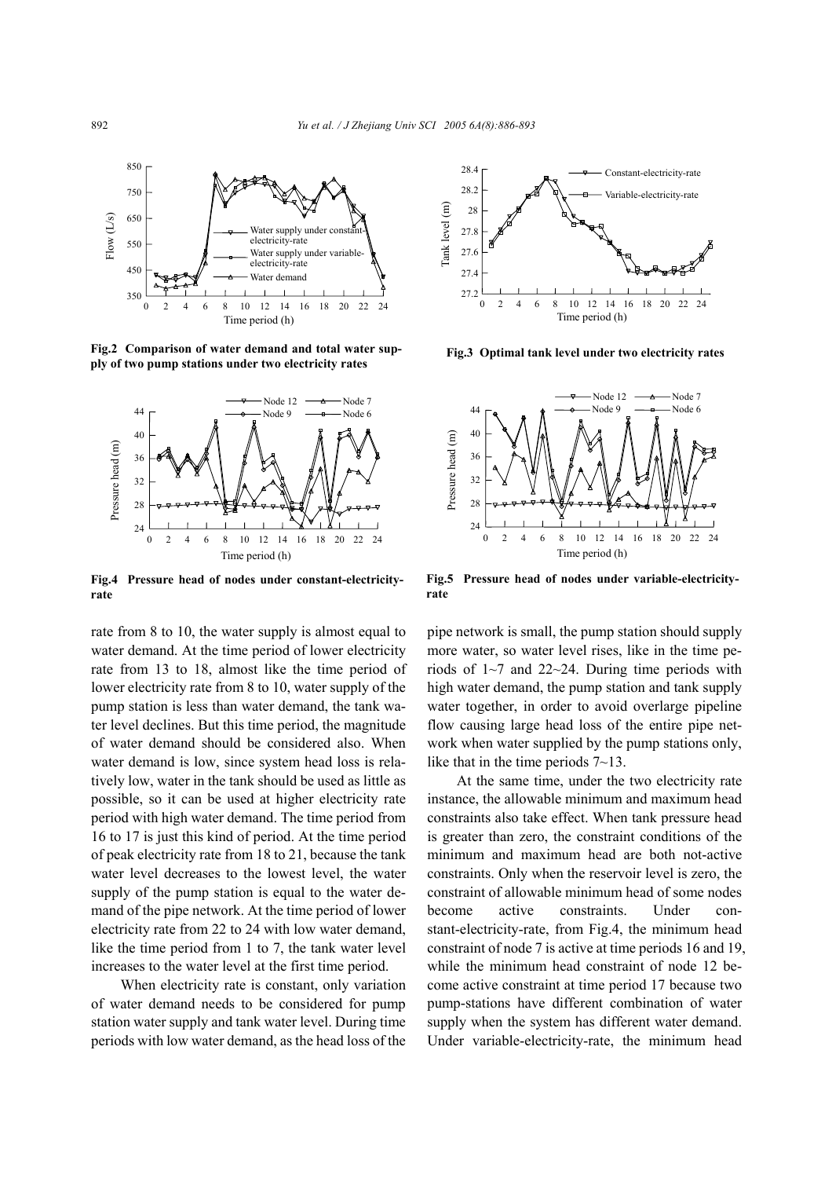**Fig.2 Comparison of water demand and total water supply of two pump stations under two electricity rates**

**Fig.3 Optimal tank level under two electricity rates**

**Fig.4 Pressure head of nodes under constant-electricity-rate**

**Fig.5 Pressure head of nodes under variable-electricity-rate**

rate from 8 to 10, the water supply is almost equal to water demand. At the time period of lower electricity rate from 13 to 18, almost like the time period of lower electricity rate from 8 to 10, water supply of the pump station is less than water demand, the tank water level declines. But this time period, the magnitude of water demand should be considered also. When water demand is low, since system head loss is relatively low, water in the tank should be used as little as possible, so it can be used at higher electricity rate period with high water demand. The time period from 16 to 17 is just this kind of period. At the time period of peak electricity rate from 18 to 21, because the tank water level decreases to the lowest level, the water supply of the pump station is equal to the water demand of the pipe network. At the time period of lower electricity rate from 22 to 24 with low water demand, like the time period from 1 to 7, the tank water level increases to the water level at the first time period.

When electricity rate is constant, only variation of water demand needs to be considered for pump station water supply and tank water level. During time periods with low water demand, as the head loss of the pipe network is small, the pump station should supply more water, so water level rises, like in the time periods of 1~7 and 22~24. During time periods with high water demand, the pump station and tank supply water together, in order to avoid overlarge pipeline flow causing large head loss of the entire pipe network when water supplied by the pump stations only, like that in the time periods 7~13.

At the same time, under the two electricity rate instance, the allowable minimum and maximum head constraints also take effect. When tank pressure head is greater than zero, the constraint conditions of the minimum and maximum head are both not-active constraints. Only when the reservoir level is zero, the constraint of allowable minimum head of some nodes become active constraints. Under constant-electricity-rate, from Fig.4, the minimum head constraint of node 7 is active at time periods 16 and 19, while the minimum head constraint of node 12 become active constraint at time period 17 because two pump-stations have different combination of water supply when the system has different water demand. Under variable-electricity-rate, the minimum head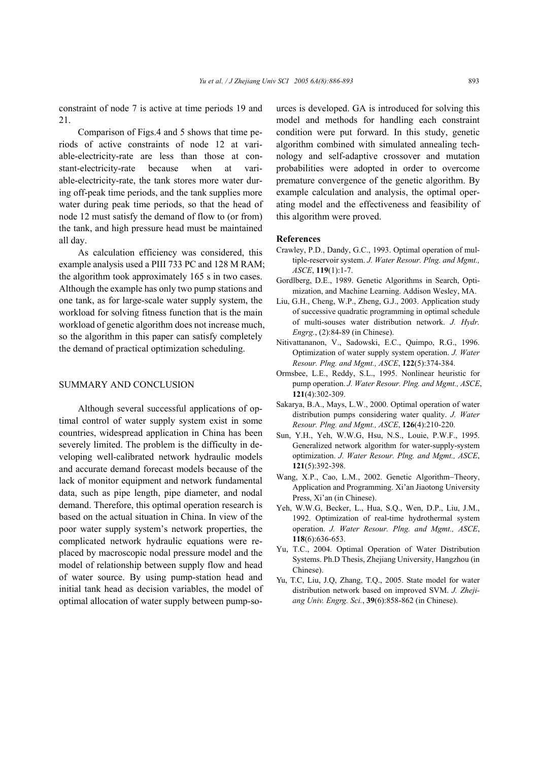constraint of node 7 is active at time periods 19 and 21.

Comparison of Figs.4 and 5 shows that time periods of active constraints of node 12 at variable-electricity-rate are less than those at constant-electricity-rate because when at variable-electricity-rate, the tank stores more water during off-peak time periods, and the tank supplies more water during peak time periods, so that the head of node 12 must satisfy the demand of flow to (or from) the tank, and high pressure head must be maintained all day.

As calculation efficiency was considered, this example analysis used a PIII 733 PC and 128 M RAM; the algorithm took approximately 165 s in two cases. Although the example has only two pump stations and one tank, as for large-scale water supply system, the workload for solving fitness function that is the main workload of genetic algorithm does not increase much, so the algorithm in this paper can satisfy completely the demand of practical optimization scheduling.

## SUMMARY AND CONCLUSION

Although several successful applications of optimal control of water supply system exist in some countries, widespread application in China has been severely limited. The problem is the difficulty in developing well-calibrated network hydraulic models and accurate demand forecast models because of the lack of monitor equipment and network fundamental data, such as pipe length, pipe diameter, and nodal demand. Therefore, this optimal operation research is based on the actual situation in China. In view of the poor water supply system's network properties, the complicated network hydraulic equations were replaced by macroscopic nodal pressure model and the model of relationship between supply flow and head of water source. By using pump-station head and initial tank head as decision variables, the model of optimal allocation of water supply between pump-sources is developed. GA is introduced for solving this model and methods for handling each constraint condition were put forward. In this study, genetic algorithm combined with simulated annealing technology and self-adaptive crossover and mutation probabilities were adopted in order to overcome premature convergence of the genetic algorithm. By example calculation and analysis, the optimal operating model and the effectiveness and feasibility of this algorithm were proved.

## References

Crawley, P.D., Dandy, G.C., 1993. Optimal operation of multiple-reservoir system. *J. Water Resour. Plng. and Mgmt., ASCE*, **119**(1):1-7.

Gordlberg, D.E., 1989. Genetic Algorithms in Search, Optimization, and Machine Learning. Addison Wesley, MA.

Liu, G.H., Cheng, W.P., Zheng, G.J., 2003. Application study of successive quadratic programming in optimal schedule of multi-souses water distribution network. *J. Hydr. Engrg.*, (2):84-89 (in Chinese).

Nitivattananon, V., Sadowski, E.C., Quimpo, R.G., 1996. Optimization of water supply system operation. *J. Water Resour. Plng. and Mgmt., ASCE*, **122**(5):374-384.

Ormsbee, L.E., Reddy, S.L., 1995. Nonlinear heuristic for pump operation. *J. Water Resour. Plng. and Mgmt., ASCE*, **121**(4):302-309.

Sakarya, B.A., Mays, L.W., 2000. Optimal operation of water distribution pumps considering water quality. *J. Water Resour. Plng. and Mgmt., ASCE*, **126**(4):210-220.

Sun, Y.H., Yeh, W.W.G, Hsu, N.S., Louie, P.W.F., 1995. Generalized network algorithm for water-supply-system optimization. *J. Water Resour. Plng. and Mgmt., ASCE*, **121**(5):392-398.

Wang, X.P., Cao, L.M., 2002. Genetic Algorithm–Theory, Application and Programming. Xi'an Jiaotong University Press, Xi'an (in Chinese).

Yeh, W.W.G, Becker, L., Hua, S.Q., Wen, D.P., Liu, J.M., 1992. Optimization of real-time hydrothermal system operation. *J. Water Resour. Plng. and Mgmt., ASCE*, **118**(6):636-653.

Yu, T.C., 2004. Optimal Operation of Water Distribution Systems. Ph.D Thesis, Zhejiang University, Hangzhou (in Chinese).

Yu, T.C, Liu, J.Q, Zhang, T.Q., 2005. State model for water distribution network based on improved SVM. *J. Zhejiang Univ. Engrg. Sci.*, **39**(6):858-862 (in Chinese).